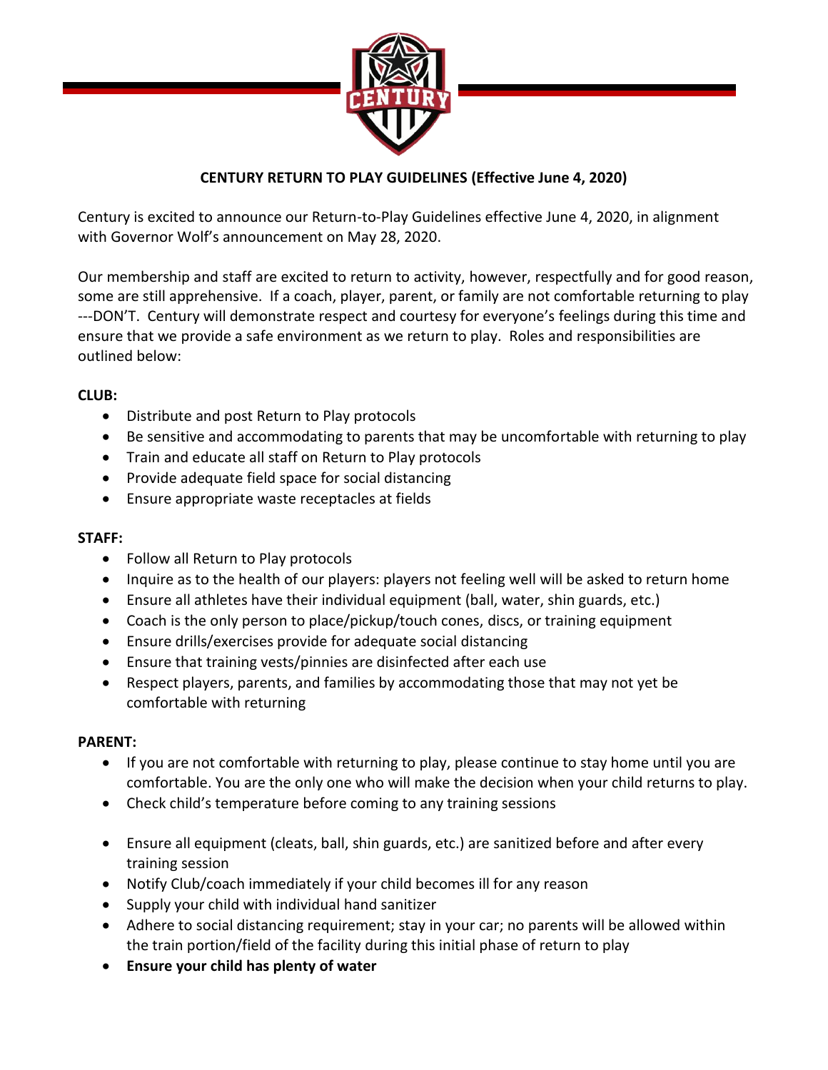**CENTURY RETURN TO PLAY GUIDELINES (Effective June 4, 2020)**

Century is excited to announce our Return-to-Play Guidelines effective June 4, 2020, in alignment with Governor Wolf's announcement on May 28, 2020.

Our membership and staff are excited to return to activity, however, respectfully and for good reason, some are still apprehensive. If a coach, player, parent, or family are not comfortable returning to play ---DON'T. Century will demonstrate respect and courtesy for everyone's feelings during this time and ensure that we provide a safe environment as we return to play. Roles and responsibilities are outlined below:

**CLUB:**

- Distribute and post Return to Play protocols
- Be sensitive and accommodating to parents that may be uncomfortable with returning to play
- Train and educate all staff on Return to Play protocols
- Provide adequate field space for social distancing
- Ensure appropriate waste receptacles at fields

**STAFF:**

- Follow all Return to Play protocols
- Inquire as to the health of our players: players not feeling well will be asked to return home
- Ensure all athletes have their individual equipment (ball, water, shin guards, etc.)
- Coach is the only person to place/pickup/touch cones, discs, or training equipment
- Ensure drills/exercises provide for adequate social distancing
- Ensure that training vests/pinnies are disinfected after each use
- Respect players, parents, and families by accommodating those that may not yet be comfortable with returning

**PARENT:**

- If you are not comfortable with returning to play, please continue to stay home until you are comfortable. You are the only one who will make the decision when your child returns to play.
- Check child's temperature before coming to any training sessions
- Ensure all equipment (cleats, ball, shin guards, etc.) are sanitized before and after every training session
- Notify Club/coach immediately if your child becomes ill for any reason
- Supply your child with individual hand sanitizer
- Adhere to social distancing requirement; stay in your car; no parents will be allowed within the train portion/field of the facility during this initial phase of return to play
- **Ensure your child has plenty of water**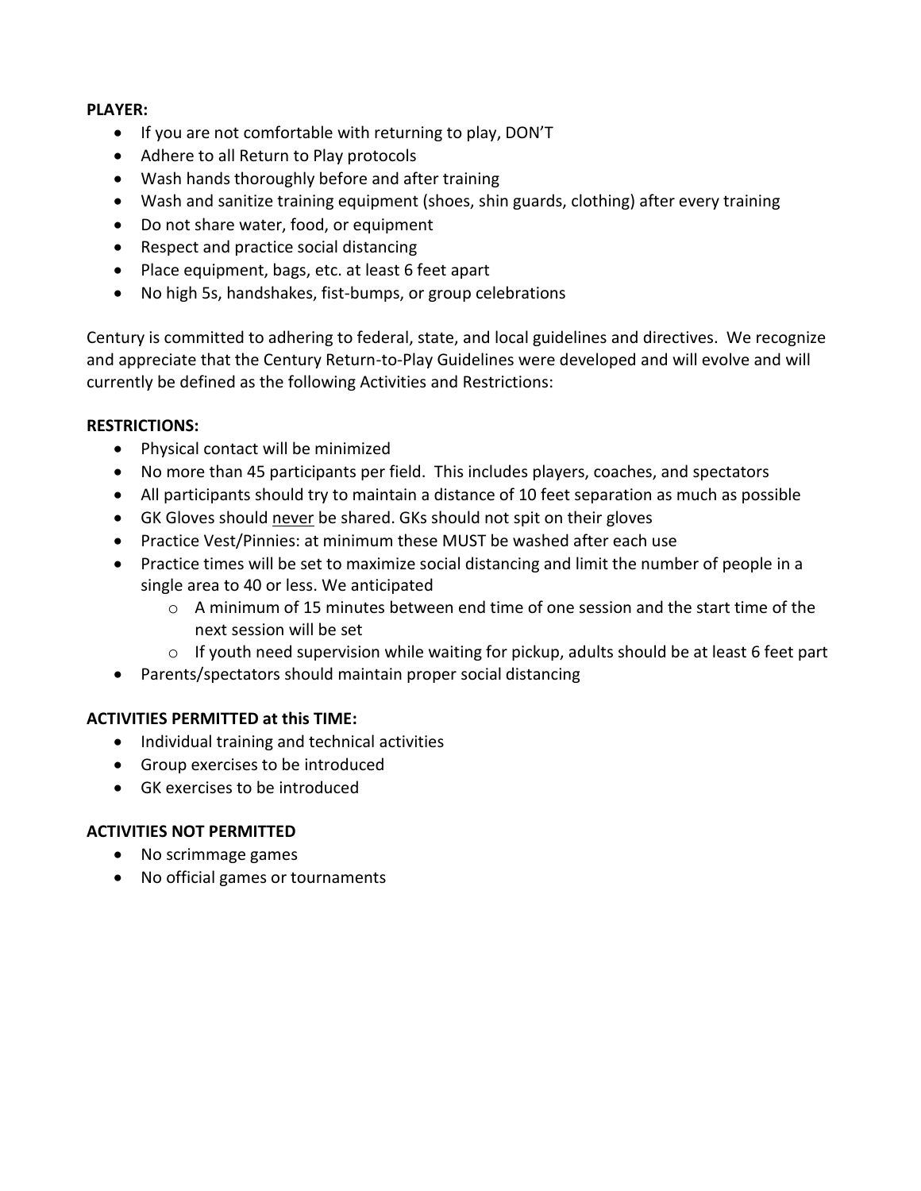**PLAYER:**

- If you are not comfortable with returning to play, DON'T
- Adhere to all Return to Play protocols
- Wash hands thoroughly before and after training
- Wash and sanitize training equipment (shoes, shin guards, clothing) after every training
- Do not share water, food, or equipment
- Respect and practice social distancing
- Place equipment, bags, etc. at least 6 feet apart
- No high 5s, handshakes, fist-bumps, or group celebrations

Century is committed to adhering to federal, state, and local guidelines and directives. We recognize and appreciate that the Century Return-to-Play Guidelines were developed and will evolve and will currently be defined as the following Activities and Restrictions:

**RESTRICTIONS:**

- Physical contact will be minimized
- No more than 45 participants per field. This includes players, coaches, and spectators
- All participants should try to maintain a distance of 10 feet separation as much as possible
- GK Gloves should <u>never</u> be shared. GKs should not spit on their gloves
- Practice Vest/Pinnies: at minimum these MUST be washed after each use
- Practice times will be set to maximize social distancing and limit the number of people in a single area to 40 or less. We anticipated
  - A minimum of 15 minutes between end time of one session and the start time of the next session will be set
  - If youth need supervision while waiting for pickup, adults should be at least 6 feet part
- Parents/spectators should maintain proper social distancing

**ACTIVITIES PERMITTED at this TIME:**

- Individual training and technical activities
- Group exercises to be introduced
- GK exercises to be introduced

**ACTIVITIES NOT PERMITTED**

- No scrimmage games
- No official games or tournaments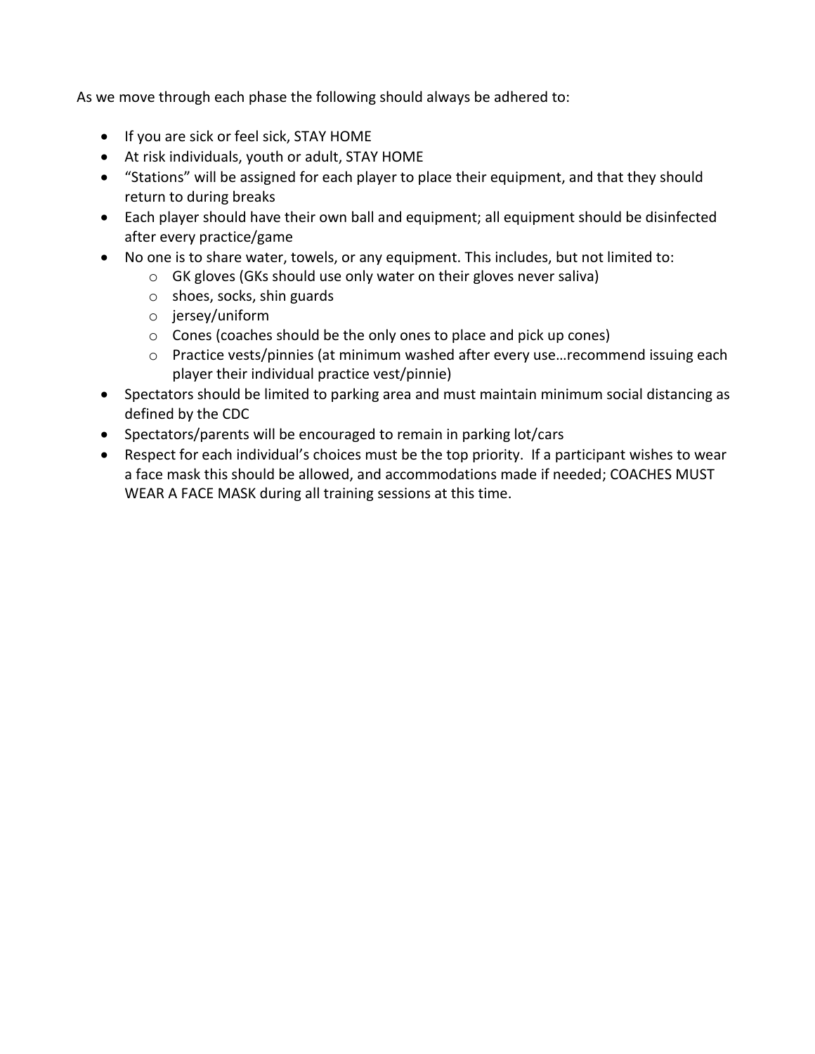As we move through each phase the following should always be adhered to:

- If you are sick or feel sick, STAY HOME
- At risk individuals, youth or adult, STAY HOME
- "Stations" will be assigned for each player to place their equipment, and that they should return to during breaks
- Each player should have their own ball and equipment; all equipment should be disinfected after every practice/game
- No one is to share water, towels, or any equipment. This includes, but not limited to:
  - GK gloves (GKs should use only water on their gloves never saliva)
  - shoes, socks, shin guards
  - jersey/uniform
  - Cones (coaches should be the only ones to place and pick up cones)
  - Practice vests/pinnies (at minimum washed after every use…recommend issuing each player their individual practice vest/pinnie)
- Spectators should be limited to parking area and must maintain minimum social distancing as defined by the CDC
- Spectators/parents will be encouraged to remain in parking lot/cars
- Respect for each individual's choices must be the top priority. If a participant wishes to wear a face mask this should be allowed, and accommodations made if needed; COACHES MUST WEAR A FACE MASK during all training sessions at this time.